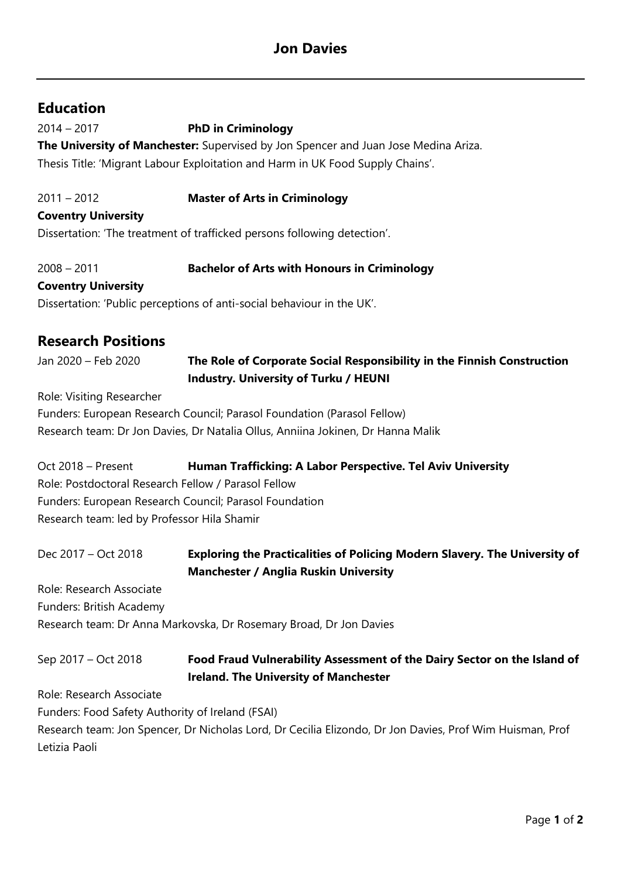# Jon Davies

## Education

2014 – 2017 **PhD in Criminology**

**The University of Manchester:** Supervised by Jon Spencer and Juan Jose Medina Ariza.
Thesis Title: 'Migrant Labour Exploitation and Harm in UK Food Supply Chains'.

2011 – 2012 **Master of Arts in Criminology**

**Coventry University**

Dissertation: 'The treatment of trafficked persons following detection'.

2008 – 2011 **Bachelor of Arts with Honours in Criminology**

**Coventry University**

Dissertation: 'Public perceptions of anti-social behaviour in the UK'.

## Research Positions

Jan 2020 – Feb 2020 **The Role of Corporate Social Responsibility in the Finnish Construction Industry. University of Turku / HEUNI**

Role: Visiting Researcher
Funders: European Research Council; Parasol Foundation (Parasol Fellow)
Research team: Dr Jon Davies, Dr Natalia Ollus, Anniina Jokinen, Dr Hanna Malik

Oct 2018 – Present **Human Trafficking: A Labor Perspective. Tel Aviv University**

Role: Postdoctoral Research Fellow / Parasol Fellow
Funders: European Research Council; Parasol Foundation
Research team: led by Professor Hila Shamir

Dec 2017 – Oct 2018 **Exploring the Practicalities of Policing Modern Slavery. The University of Manchester / Anglia Ruskin University**

Role: Research Associate
Funders: British Academy
Research team: Dr Anna Markovska, Dr Rosemary Broad, Dr Jon Davies

Sep 2017 – Oct 2018 **Food Fraud Vulnerability Assessment of the Dairy Sector on the Island of Ireland. The University of Manchester**

Role: Research Associate
Funders: Food Safety Authority of Ireland (FSAI)
Research team: Jon Spencer, Dr Nicholas Lord, Dr Cecilia Elizondo, Dr Jon Davies, Prof Wim Huisman, Prof Letizia Paoli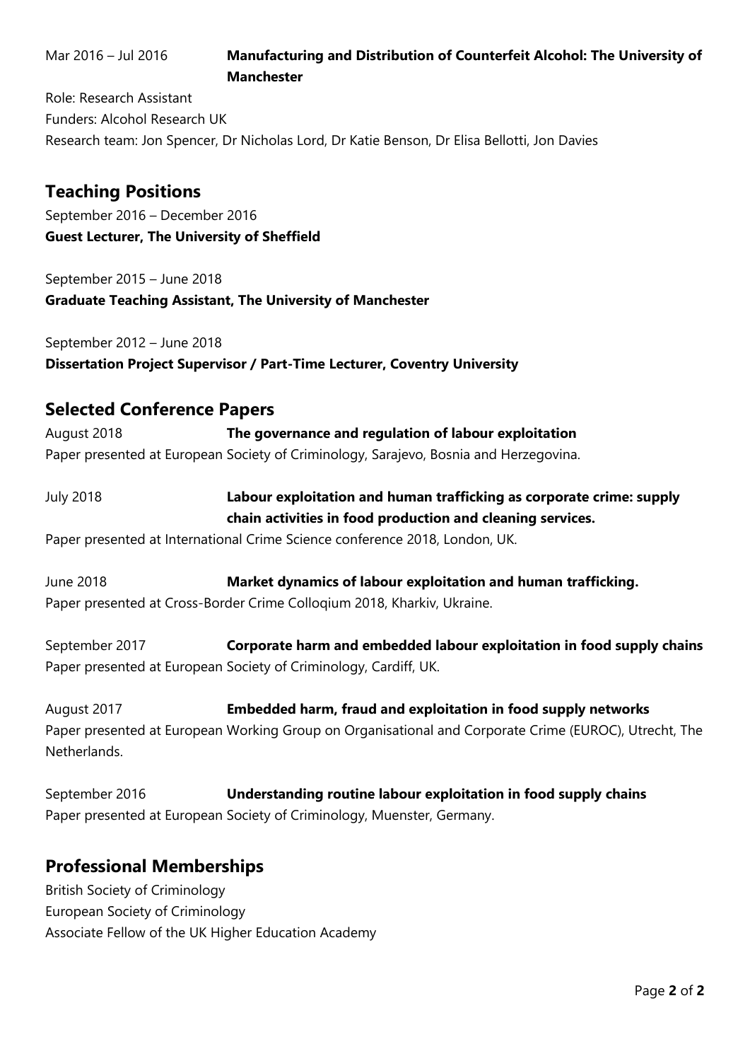Mar 2016 – Jul 2016 **Manufacturing and Distribution of Counterfeit Alcohol: The University of Manchester**

Role: Research Assistant
Funders: Alcohol Research UK
Research team: Jon Spencer, Dr Nicholas Lord, Dr Katie Benson, Dr Elisa Bellotti, Jon Davies

## Teaching Positions

September 2016 – December 2016
**Guest Lecturer, The University of Sheffield**

September 2015 – June 2018
**Graduate Teaching Assistant, The University of Manchester**

September 2012 – June 2018
**Dissertation Project Supervisor / Part-Time Lecturer, Coventry University**

## Selected Conference Papers

August 2018 **The governance and regulation of labour exploitation**
Paper presented at European Society of Criminology, Sarajevo, Bosnia and Herzegovina.

July 2018 **Labour exploitation and human trafficking as corporate crime: supply chain activities in food production and cleaning services.**
Paper presented at International Crime Science conference 2018, London, UK.

June 2018 **Market dynamics of labour exploitation and human trafficking.**
Paper presented at Cross-Border Crime Colloqium 2018, Kharkiv, Ukraine.

September 2017 **Corporate harm and embedded labour exploitation in food supply chains**
Paper presented at European Society of Criminology, Cardiff, UK.

August 2017 **Embedded harm, fraud and exploitation in food supply networks**
Paper presented at European Working Group on Organisational and Corporate Crime (EUROC), Utrecht, The Netherlands.

September 2016 **Understanding routine labour exploitation in food supply chains**
Paper presented at European Society of Criminology, Muenster, Germany.

## Professional Memberships

British Society of Criminology
European Society of Criminology
Associate Fellow of the UK Higher Education Academy